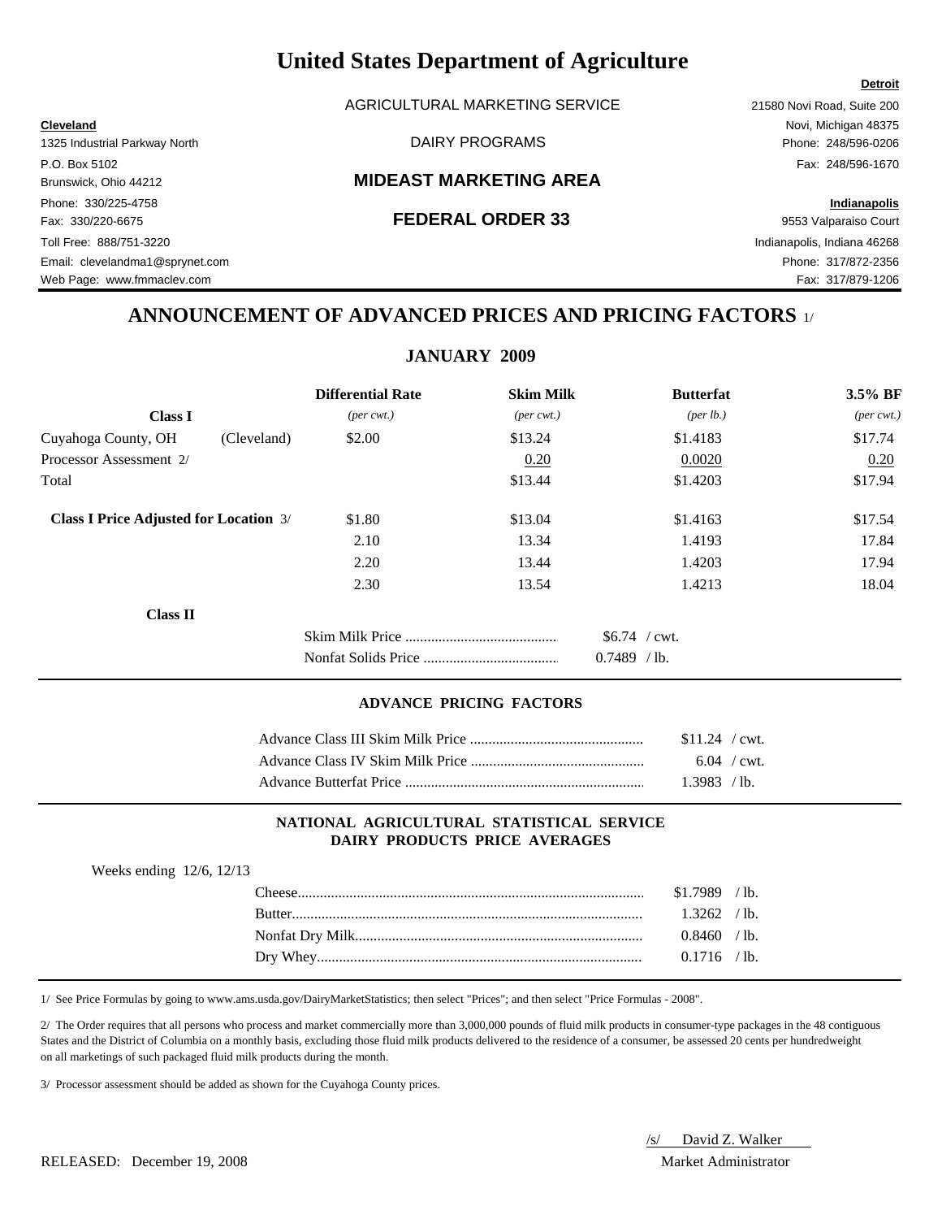# United States Department of Agriculture

AGRICULTURAL MARKETING SERVICE

DAIRY PROGRAMS

## MIDEAST MARKETING AREA

## FEDERAL ORDER 33

**Cleveland**
1325 Industrial Parkway North
P.O. Box 5102
Brunswick, Ohio 44212
Phone: 330/225-4758
Fax: 330/220-6675
Toll Free: 888/751-3220
Email: clevelandma1@sprynet.com
Web Page: www.fmmaclev.com

**Detroit**
21580 Novi Road, Suite 200
Novi, Michigan 48375
Phone: 248/596-0206
Fax: 248/596-1670

**Indianapolis**
9553 Valparaiso Court
Indianapolis, Indiana 46268
Phone: 317/872-2356
Fax: 317/879-1206

## ANNOUNCEMENT OF ADVANCED PRICES AND PRICING FACTORS 1/

### JANUARY 2009

| Class I | | Differential Rate *(per cwt.)* | Skim Milk *(per cwt.)* | Butterfat *(per lb.)* | 3.5% BF *(per cwt.)* |
|---|---|---|---|---|---|
| Cuyahoga County, OH | (Cleveland) | $2.00 | $13.24 | $1.4183 | $17.74 |
| Processor Assessment 2/ | | | 0.20 | 0.0020 | 0.20 |
| Total | | | $13.44 | $1.4203 | $17.94 |
| **Class I Price Adjusted for Location** 3/ | | $1.80 | $13.04 | $1.4163 | $17.54 |
| | | 2.10 | 13.34 | 1.4193 | 17.84 |
| | | 2.20 | 13.44 | 1.4203 | 17.94 |
| | | 2.30 | 13.54 | 1.4213 | 18.04 |

**Class II**

| | |
|---|---|
| Skim Milk Price | $6.74 / cwt. |
| Nonfat Solids Price | 0.7489 / lb. |

### ADVANCE PRICING FACTORS

| | |
|---|---|
| Advance Class III Skim Milk Price | $11.24 / cwt. |
| Advance Class IV Skim Milk Price | 6.04 / cwt. |
| Advance Butterfat Price | 1.3983 / lb. |

### NATIONAL AGRICULTURAL STATISTICAL SERVICE DAIRY PRODUCTS PRICE AVERAGES

Weeks ending 12/6, 12/13

| | |
|---|---|
| Cheese | $1.7989 / lb. |
| Butter | 1.3262 / lb. |
| Nonfat Dry Milk | 0.8460 / lb. |
| Dry Whey | 0.1716 / lb. |

1/ See Price Formulas by going to www.ams.usda.gov/DairyMarketStatistics; then select "Prices"; and then select "Price Formulas - 2008".

2/ The Order requires that all persons who process and market commercially more than 3,000,000 pounds of fluid milk products in consumer-type packages in the 48 contiguous States and the District of Columbia on a monthly basis, excluding those fluid milk products delivered to the residence of a consumer, be assessed 20 cents per hundredweight on all marketings of such packaged fluid milk products during the month.

3/ Processor assessment should be added as shown for the Cuyahoga County prices.

/s/ David Z. Walker
Market Administrator

RELEASED: December 19, 2008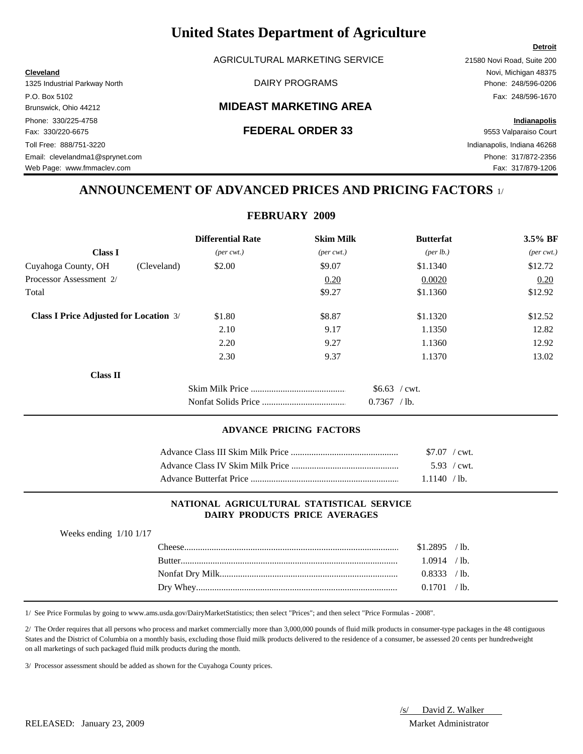# United States Department of Agriculture

AGRICULTURAL MARKETING SERVICE

DAIRY PROGRAMS

## MIDEAST MARKETING AREA

## FEDERAL ORDER 33

**Cleveland**
1325 Industrial Parkway North
P.O. Box 5102
Brunswick, Ohio 44212
Phone: 330/225-4758
Fax: 330/220-6675
Toll Free: 888/751-3220
Email: clevelandma1@sprynet.com
Web Page: www.fmmaclev.com

**Detroit**
21580 Novi Road, Suite 200
Novi, Michigan 48375
Phone: 248/596-0206
Fax: 248/596-1670

**Indianapolis**
9553 Valparaiso Court
Indianapolis, Indiana 46268
Phone: 317/872-2356
Fax: 317/879-1206

## ANNOUNCEMENT OF ADVANCED PRICES AND PRICING FACTORS 1/

### FEBRUARY 2009

| | | Differential Rate | Skim Milk | Butterfat | 3.5% BF |
|---|---|---|---|---|---|
| **Class I** | | *(per cwt.)* | *(per cwt.)* | *(per lb.)* | *(per cwt.)* |
| Cuyahoga County, OH | (Cleveland) | $2.00 | $9.07 | $1.1340 | $12.72 |
| Processor Assessment 2/ | | | 0.20 | 0.0020 | 0.20 |
| Total | | | $9.27 | $1.1360 | $12.92 |
| **Class I Price Adjusted for Location** 3/ | | $1.80 | $8.87 | $1.1320 | $12.52 |
| | | 2.10 | 9.17 | 1.1350 | 12.82 |
| | | 2.20 | 9.27 | 1.1360 | 12.92 |
| | | 2.30 | 9.37 | 1.1370 | 13.02 |

**Class II**

| | |
|---|---|
| Skim Milk Price | $6.63 / cwt. |
| Nonfat Solids Price | 0.7367 / lb. |

#### ADVANCE PRICING FACTORS

| | |
|---|---|
| Advance Class III Skim Milk Price | $7.07 / cwt. |
| Advance Class IV Skim Milk Price | 5.93 / cwt. |
| Advance Butterfat Price | 1.1140 / lb. |

#### NATIONAL AGRICULTURAL STATISTICAL SERVICE DAIRY PRODUCTS PRICE AVERAGES

Weeks ending 1/10 1/17

| | |
|---|---|
| Cheese | $1.2895 / lb. |
| Butter | 1.0914 / lb. |
| Nonfat Dry Milk | 0.8333 / lb. |
| Dry Whey | 0.1701 / lb. |

1/ See Price Formulas by going to www.ams.usda.gov/DairyMarketStatistics; then select "Prices"; and then select "Price Formulas - 2008".

2/ The Order requires that all persons who process and market commercially more than 3,000,000 pounds of fluid milk products in consumer-type packages in the 48 contiguous States and the District of Columbia on a monthly basis, excluding those fluid milk products delivered to the residence of a consumer, be assessed 20 cents per hundredweight on all marketings of such packaged fluid milk products during the month.

3/ Processor assessment should be added as shown for the Cuyahoga County prices.

RELEASED: January 23, 2009

/s/ David Z. Walker
Market Administrator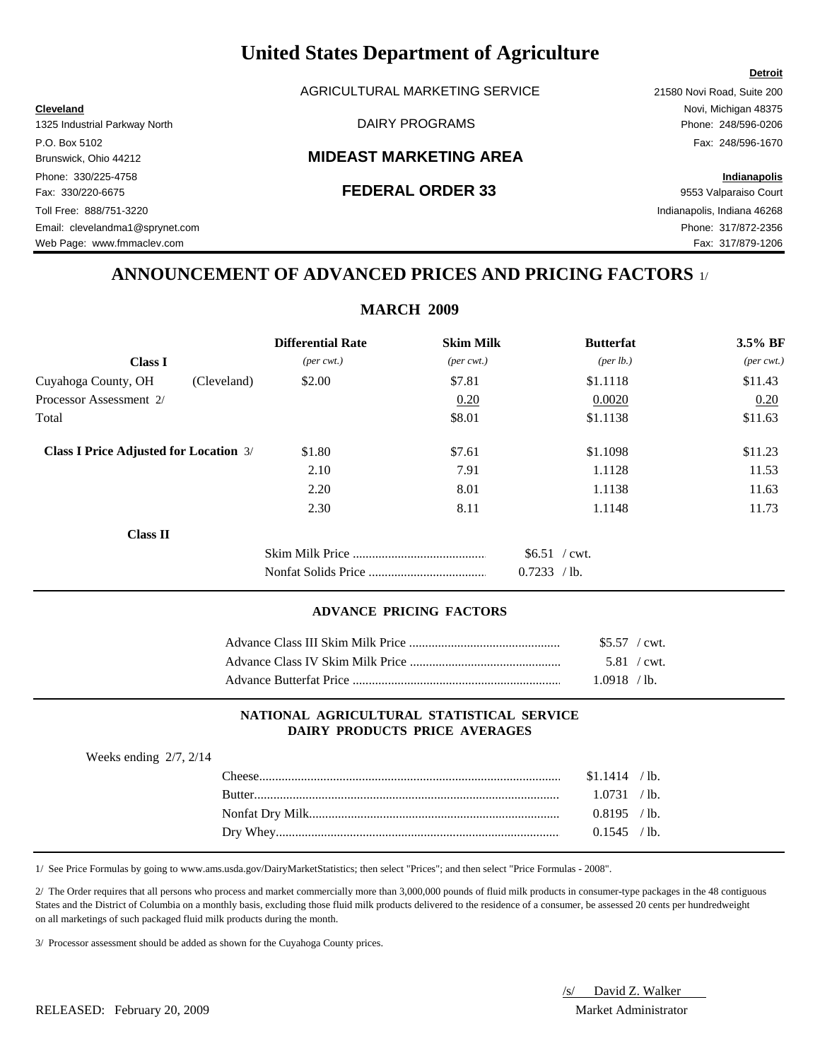# United States Department of Agriculture

AGRICULTURAL MARKETING SERVICE

DAIRY PROGRAMS

## MIDEAST MARKETING AREA

## FEDERAL ORDER 33

**Cleveland**
1325 Industrial Parkway North
P.O. Box 5102
Brunswick, Ohio 44212
Phone: 330/225-4758
Fax: 330/220-6675
Toll Free: 888/751-3220
Email: clevelandma1@sprynet.com
Web Page: www.fmmaclev.com

**Detroit**
21580 Novi Road, Suite 200
Novi, Michigan 48375
Phone: 248/596-0206
Fax: 248/596-1670

**Indianapolis**
9553 Valparaiso Court
Indianapolis, Indiana 46268
Phone: 317/872-2356
Fax: 317/879-1206

## ANNOUNCEMENT OF ADVANCED PRICES AND PRICING FACTORS 1/

### MARCH 2009

| Class I | | Differential Rate *(per cwt.)* | Skim Milk *(per cwt.)* | Butterfat *(per lb.)* | 3.5% BF *(per cwt.)* |
|---|---|---|---|---|---|
| Cuyahoga County, OH | (Cleveland) | $2.00 | $7.81 | $1.1118 | $11.43 |
| Processor Assessment 2/ | | | 0.20 | 0.0020 | 0.20 |
| Total | | | $8.01 | $1.1138 | $11.63 |
| **Class I Price Adjusted for Location** 3/ | | $1.80 | $7.61 | $1.1098 | $11.23 |
| | | 2.10 | 7.91 | 1.1128 | 11.53 |
| | | 2.20 | 8.01 | 1.1138 | 11.63 |
| | | 2.30 | 8.11 | 1.1148 | 11.73 |

**Class II**

| | |
|---|---|
| Skim Milk Price | $6.51 / cwt. |
| Nonfat Solids Price | 0.7233 / lb. |

#### ADVANCE PRICING FACTORS

| | |
|---|---|
| Advance Class III Skim Milk Price | $5.57 / cwt. |
| Advance Class IV Skim Milk Price | 5.81 / cwt. |
| Advance Butterfat Price | 1.0918 / lb. |

#### NATIONAL AGRICULTURAL STATISTICAL SERVICE DAIRY PRODUCTS PRICE AVERAGES

Weeks ending 2/7, 2/14

| | |
|---|---|
| Cheese | $1.1414 / lb. |
| Butter | 1.0731 / lb. |
| Nonfat Dry Milk | 0.8195 / lb. |
| Dry Whey | 0.1545 / lb. |

1/ See Price Formulas by going to www.ams.usda.gov/DairyMarketStatistics; then select "Prices"; and then select "Price Formulas - 2008".

2/ The Order requires that all persons who process and market commercially more than 3,000,000 pounds of fluid milk products in consumer-type packages in the 48 contiguous States and the District of Columbia on a monthly basis, excluding those fluid milk products delivered to the residence of a consumer, be assessed 20 cents per hundredweight on all marketings of such packaged fluid milk products during the month.

3/ Processor assessment should be added as shown for the Cuyahoga County prices.

RELEASED: February 20, 2009

/s/ David Z. Walker
Market Administrator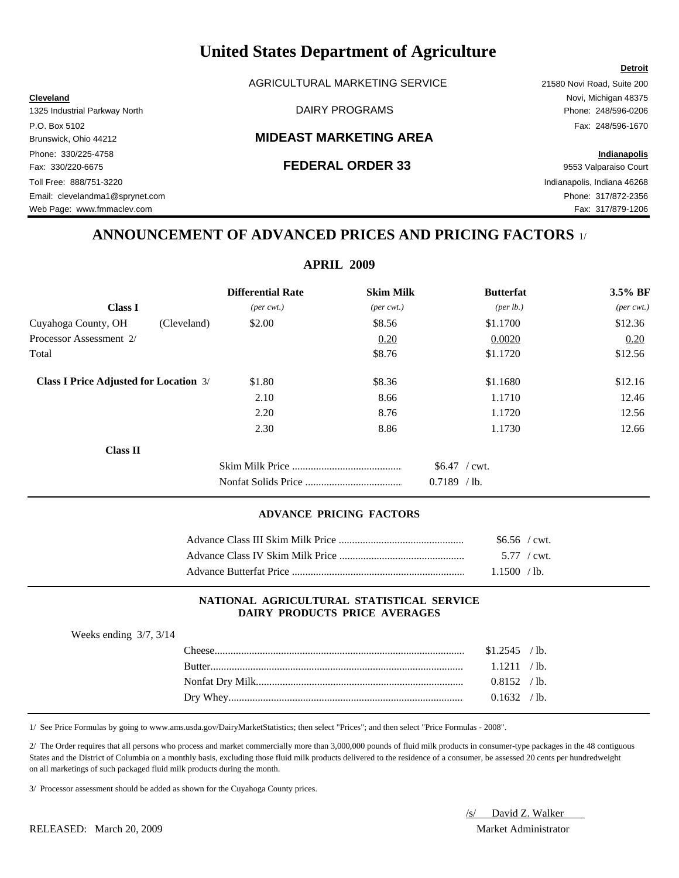# United States Department of Agriculture

AGRICULTURAL MARKETING SERVICE

DAIRY PROGRAMS

## MIDEAST MARKETING AREA

## FEDERAL ORDER 33

**Cleveland**
1325 Industrial Parkway North
P.O. Box 5102
Brunswick, Ohio 44212
Phone: 330/225-4758
Fax: 330/220-6675
Toll Free: 888/751-3220
Email: clevelandma1@sprynet.com
Web Page: www.fmmaclev.com

**Detroit**
21580 Novi Road, Suite 200
Novi, Michigan 48375
Phone: 248/596-0206
Fax: 248/596-1670

**Indianapolis**
9553 Valparaiso Court
Indianapolis, Indiana 46268
Phone: 317/872-2356
Fax: 317/879-1206

## ANNOUNCEMENT OF ADVANCED PRICES AND PRICING FACTORS 1/

### APRIL 2009

| Class I | | Differential Rate (per cwt.) | Skim Milk (per cwt.) | Butterfat (per lb.) | 3.5% BF (per cwt.) |
|---|---|---|---|---|---|
| Cuyahoga County, OH | (Cleveland) | \$2.00 | \$8.56 | \$1.1700 | \$12.36 |
| Processor Assessment 2/ | | | 0.20 | 0.0020 | 0.20 |
| Total | | | \$8.76 | \$1.1720 | \$12.56 |
| **Class I Price Adjusted for Location** 3/ | | \$1.80 | \$8.36 | \$1.1680 | \$12.16 |
| | | 2.10 | 8.66 | 1.1710 | 12.46 |
| | | 2.20 | 8.76 | 1.1720 | 12.56 |
| | | 2.30 | 8.86 | 1.1730 | 12.66 |

**Class II**

| | |
|---|---|
| Skim Milk Price | \$6.47 / cwt. |
| Nonfat Solids Price | 0.7189 / lb. |

#### ADVANCE PRICING FACTORS

| | |
|---|---|
| Advance Class III Skim Milk Price | \$6.56 / cwt. |
| Advance Class IV Skim Milk Price | 5.77 / cwt. |
| Advance Butterfat Price | 1.1500 / lb. |

#### NATIONAL AGRICULTURAL STATISTICAL SERVICE DAIRY PRODUCTS PRICE AVERAGES

Weeks ending 3/7, 3/14

| | |
|---|---|
| Cheese | \$1.2545 / lb. |
| Butter | 1.1211 / lb. |
| Nonfat Dry Milk | 0.8152 / lb. |
| Dry Whey | 0.1632 / lb. |

1/ See Price Formulas by going to www.ams.usda.gov/DairyMarketStatistics; then select "Prices"; and then select "Price Formulas - 2008".

2/ The Order requires that all persons who process and market commercially more than 3,000,000 pounds of fluid milk products in consumer-type packages in the 48 contiguous States and the District of Columbia on a monthly basis, excluding those fluid milk products delivered to the residence of a consumer, be assessed 20 cents per hundredweight on all marketings of such packaged fluid milk products during the month.

3/ Processor assessment should be added as shown for the Cuyahoga County prices.

RELEASED: March 20, 2009

/s/ David Z. Walker
Market Administrator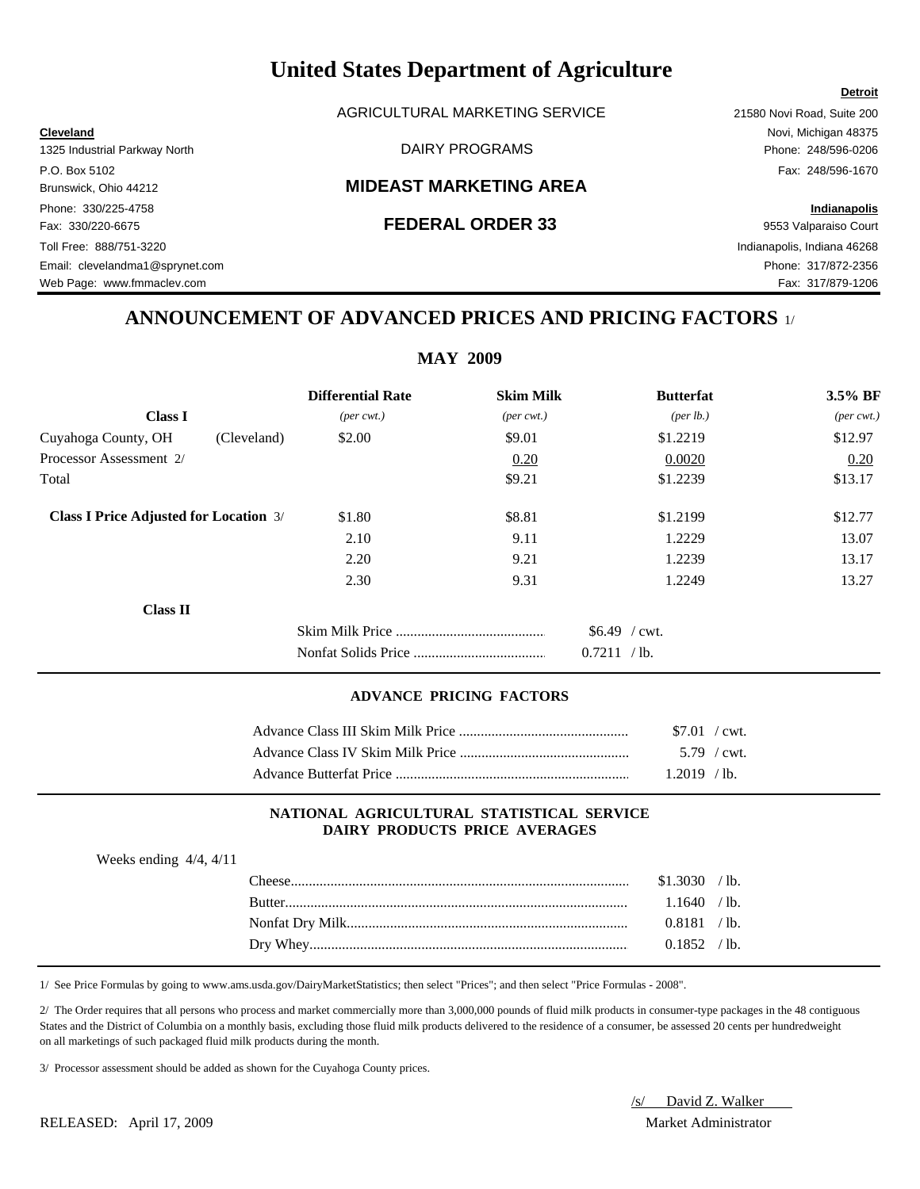# United States Department of Agriculture

AGRICULTURAL MARKETING SERVICE

DAIRY PROGRAMS

## MIDEAST MARKETING AREA

## FEDERAL ORDER 33

**Cleveland**
1325 Industrial Parkway North
P.O. Box 5102
Brunswick, Ohio 44212
Phone: 330/225-4758
Fax: 330/220-6675
Toll Free: 888/751-3220
Email: clevelandma1@sprynet.com
Web Page: www.fmmaclev.com

**Detroit**
21580 Novi Road, Suite 200
Novi, Michigan 48375
Phone: 248/596-0206
Fax: 248/596-1670

**Indianapolis**
9553 Valparaiso Court
Indianapolis, Indiana 46268
Phone: 317/872-2356
Fax: 317/879-1206

## ANNOUNCEMENT OF ADVANCED PRICES AND PRICING FACTORS 1/

### MAY 2009

| Class I | | Differential Rate *(per cwt.)* | Skim Milk *(per cwt.)* | Butterfat *(per lb.)* | 3.5% BF *(per cwt.)* |
|---|---|---|---|---|---|
| Cuyahoga County, OH | (Cleveland) | $2.00 | $9.01 | $1.2219 | $12.97 |
| Processor Assessment 2/ | | | 0.20 | 0.0020 | 0.20 |
| Total | | | $9.21 | $1.2239 | $13.17 |
| **Class I Price Adjusted for Location** 3/ | | $1.80 | $8.81 | $1.2199 | $12.77 |
| | | 2.10 | 9.11 | 1.2229 | 13.07 |
| | | 2.20 | 9.21 | 1.2239 | 13.17 |
| | | 2.30 | 9.31 | 1.2249 | 13.27 |

**Class II**

| | |
|---|---|
| Skim Milk Price | $6.49 / cwt. |
| Nonfat Solids Price | 0.7211 / lb. |

#### ADVANCE PRICING FACTORS

| | |
|---|---|
| Advance Class III Skim Milk Price | $7.01 / cwt. |
| Advance Class IV Skim Milk Price | 5.79 / cwt. |
| Advance Butterfat Price | 1.2019 / lb. |

#### NATIONAL AGRICULTURAL STATISTICAL SERVICE DAIRY PRODUCTS PRICE AVERAGES

Weeks ending 4/4, 4/11

| | |
|---|---|
| Cheese | $1.3030 / lb. |
| Butter | 1.1640 / lb. |
| Nonfat Dry Milk | 0.8181 / lb. |
| Dry Whey | 0.1852 / lb. |

1/ See Price Formulas by going to www.ams.usda.gov/DairyMarketStatistics; then select "Prices"; and then select "Price Formulas - 2008".

2/ The Order requires that all persons who process and market commercially more than 3,000,000 pounds of fluid milk products in consumer-type packages in the 48 contiguous States and the District of Columbia on a monthly basis, excluding those fluid milk products delivered to the residence of a consumer, be assessed 20 cents per hundredweight on all marketings of such packaged fluid milk products during the month.

3/ Processor assessment should be added as shown for the Cuyahoga County prices.

/s/ David Z. Walker
Market Administrator

RELEASED: April 17, 2009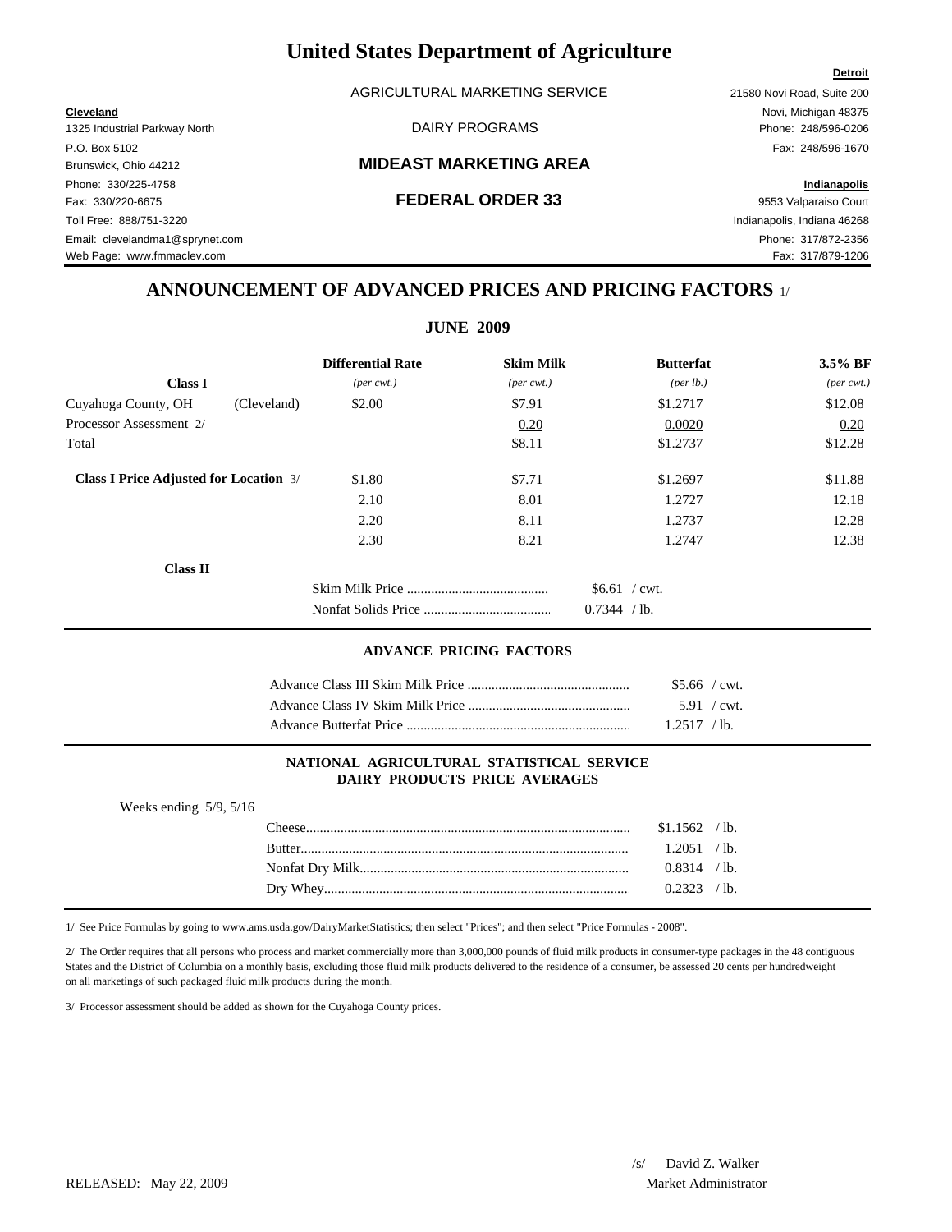# United States Department of Agriculture

AGRICULTURAL MARKETING SERVICE

DAIRY PROGRAMS

## MIDEAST MARKETING AREA

## FEDERAL ORDER 33

**Cleveland**
1325 Industrial Parkway North
P.O. Box 5102
Brunswick, Ohio 44212
Phone: 330/225-4758
Fax: 330/220-6675
Toll Free: 888/751-3220
Email: clevelandma1@sprynet.com
Web Page: www.fmmaclev.com

**Detroit**
21580 Novi Road, Suite 200
Novi, Michigan 48375
Phone: 248/596-0206
Fax: 248/596-1670

**Indianapolis**
9553 Valparaiso Court
Indianapolis, Indiana 46268
Phone: 317/872-2356
Fax: 317/879-1206

## ANNOUNCEMENT OF ADVANCED PRICES AND PRICING FACTORS 1/

### JUNE 2009

| | | Differential Rate | Skim Milk | Butterfat | 3.5% BF |
|---|---|---|---|---|---|
| **Class I** | | *(per cwt.)* | *(per cwt.)* | *(per lb.)* | *(per cwt.)* |
| Cuyahoga County, OH | (Cleveland) | $2.00 | $7.91 | $1.2717 | $12.08 |
| Processor Assessment 2/ | | | 0.20 | 0.0020 | 0.20 |
| Total | | | $8.11 | $1.2737 | $12.28 |
| **Class I Price Adjusted for Location** 3/ | | $1.80 | $7.71 | $1.2697 | $11.88 |
| | | 2.10 | 8.01 | 1.2727 | 12.18 |
| | | 2.20 | 8.11 | 1.2737 | 12.28 |
| | | 2.30 | 8.21 | 1.2747 | 12.38 |

**Class II**

| | |
|---|---|
| Skim Milk Price | $6.61 / cwt. |
| Nonfat Solids Price | 0.7344 / lb. |

### ADVANCE PRICING FACTORS

| | |
|---|---|
| Advance Class III Skim Milk Price | $5.66 / cwt. |
| Advance Class IV Skim Milk Price | 5.91 / cwt. |
| Advance Butterfat Price | 1.2517 / lb. |

### NATIONAL AGRICULTURAL STATISTICAL SERVICE DAIRY PRODUCTS PRICE AVERAGES

Weeks ending 5/9, 5/16

| | |
|---|---|
| Cheese | $1.1562 / lb. |
| Butter | 1.2051 / lb. |
| Nonfat Dry Milk | 0.8314 / lb. |
| Dry Whey | 0.2323 / lb. |

1/ See Price Formulas by going to www.ams.usda.gov/DairyMarketStatistics; then select "Prices"; and then select "Price Formulas - 2008".

2/ The Order requires that all persons who process and market commercially more than 3,000,000 pounds of fluid milk products in consumer-type packages in the 48 contiguous States and the District of Columbia on a monthly basis, excluding those fluid milk products delivered to the residence of a consumer, be assessed 20 cents per hundredweight on all marketings of such packaged fluid milk products during the month.

3/ Processor assessment should be added as shown for the Cuyahoga County prices.

RELEASED: May 22, 2009

/s/ David Z. Walker
Market Administrator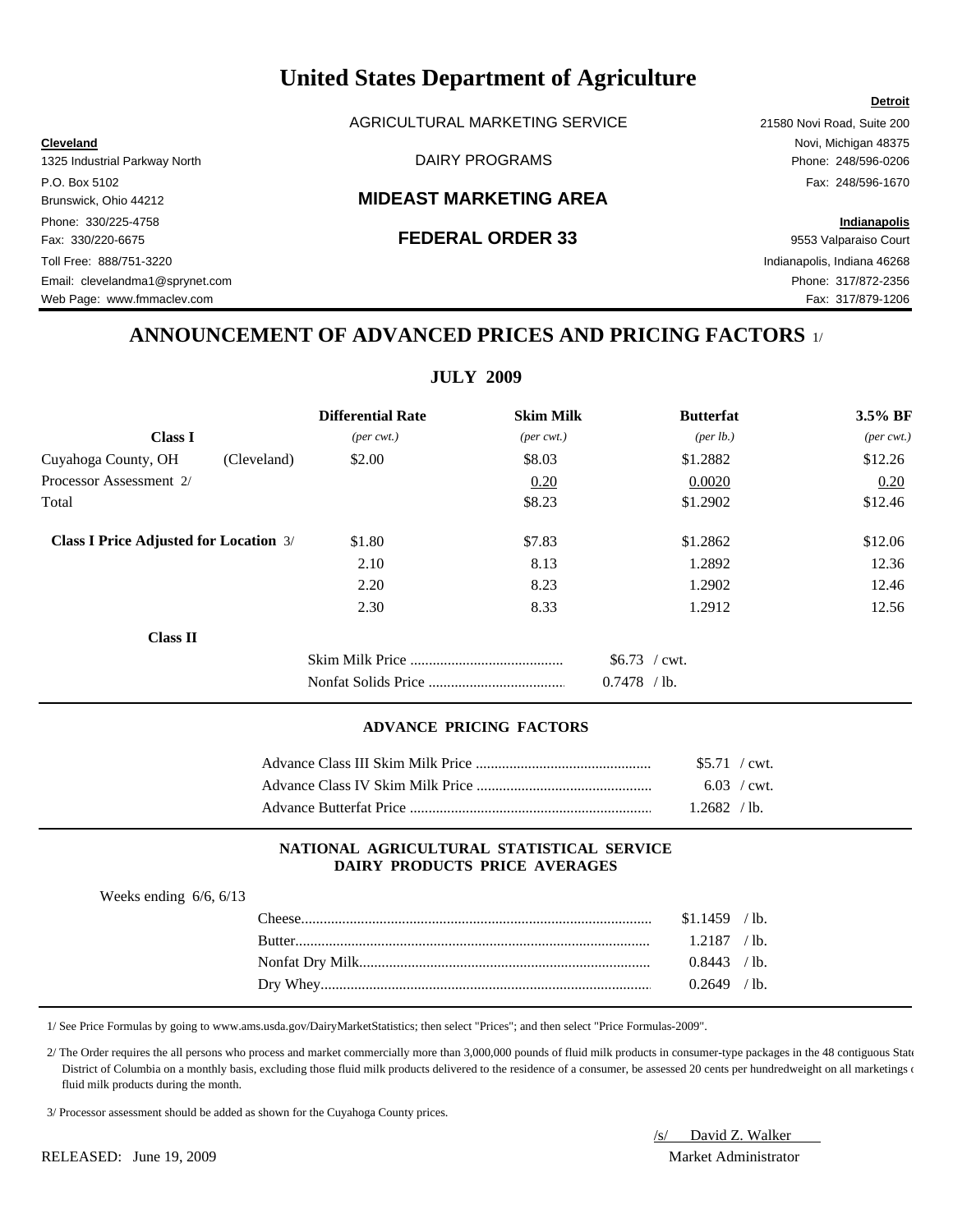# United States Department of Agriculture

AGRICULTURAL MARKETING SERVICE

DAIRY PROGRAMS

## MIDEAST MARKETING AREA

## FEDERAL ORDER 33

**Cleveland**
1325 Industrial Parkway North
P.O. Box 5102
Brunswick, Ohio 44212
Phone: 330/225-4758
Fax: 330/220-6675
Toll Free: 888/751-3220
Email: clevelandma1@sprynet.com
Web Page: www.fmmaclev.com

**Detroit**
21580 Novi Road, Suite 200
Novi, Michigan 48375
Phone: 248/596-0206
Fax: 248/596-1670

**Indianapolis**
9553 Valparaiso Court
Indianapolis, Indiana 46268
Phone: 317/872-2356
Fax: 317/879-1206

## ANNOUNCEMENT OF ADVANCED PRICES AND PRICING FACTORS 1/

### JULY 2009

| | | Differential Rate | Skim Milk | Butterfat | 3.5% BF |
|---|---|---|---|---|---|
| **Class I** | | *(per cwt.)* | *(per cwt.)* | *(per lb.)* | *(per cwt.)* |
| Cuyahoga County, OH | (Cleveland) | $2.00 | $8.03 | $1.2882 | $12.26 |
| Processor Assessment 2/ | | | 0.20 | 0.0020 | 0.20 |
| Total | | | $8.23 | $1.2902 | $12.46 |
| **Class I Price Adjusted for Location** 3/ | | $1.80 | $7.83 | $1.2862 | $12.06 |
| | | 2.10 | 8.13 | 1.2892 | 12.36 |
| | | 2.20 | 8.23 | 1.2902 | 12.46 |
| | | 2.30 | 8.33 | 1.2912 | 12.56 |

**Class II**

| | |
|---|---|
| Skim Milk Price | $6.73 / cwt. |
| Nonfat Solids Price | 0.7478 / lb. |

#### ADVANCE PRICING FACTORS

| | |
|---|---|
| Advance Class III Skim Milk Price | $5.71 / cwt. |
| Advance Class IV Skim Milk Price | 6.03 / cwt. |
| Advance Butterfat Price | 1.2682 / lb. |

#### NATIONAL AGRICULTURAL STATISTICAL SERVICE DAIRY PRODUCTS PRICE AVERAGES

Weeks ending 6/6, 6/13

| | |
|---|---|
| Cheese | $1.1459 / lb. |
| Butter | 1.2187 / lb. |
| Nonfat Dry Milk | 0.8443 / lb. |
| Dry Whey | 0.2649 / lb. |

1/ See Price Formulas by going to www.ams.usda.gov/DairyMarketStatistics; then select "Prices"; and then select "Price Formulas-2009".

2/ The Order requires the all persons who process and market commercially more than 3,000,000 pounds of fluid milk products in consumer-type packages in the 48 contiguous State District of Columbia on a monthly basis, excluding those fluid milk products delivered to the residence of a consumer, be assessed 20 cents per hundredweight on all marketings o fluid milk products during the month.

3/ Processor assessment should be added as shown for the Cuyahoga County prices.

RELEASED: June 19, 2009

/s/ David Z. Walker
Market Administrator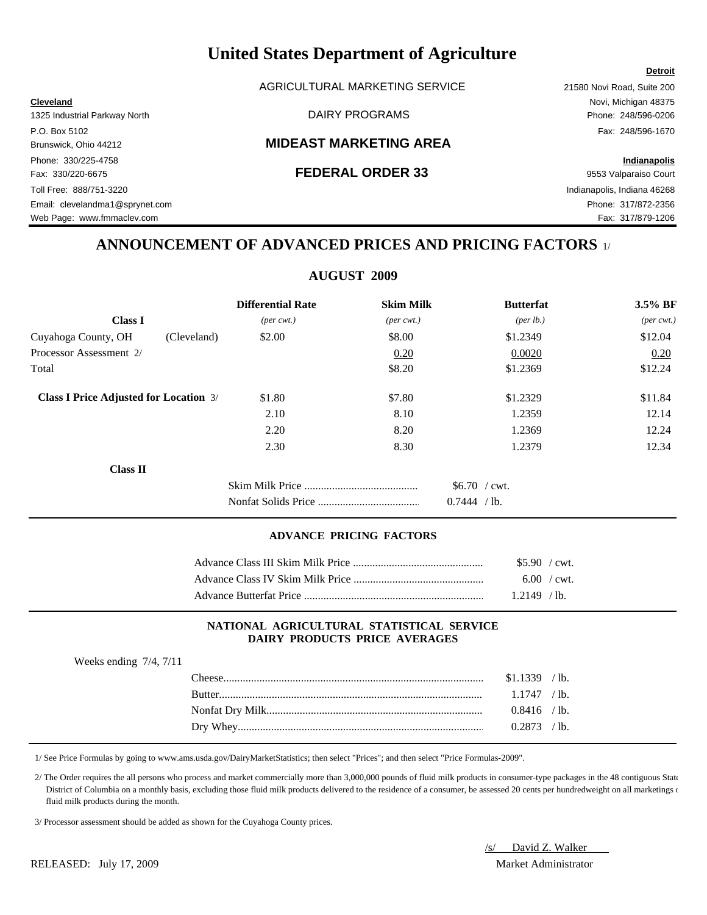# United States Department of Agriculture

AGRICULTURAL MARKETING SERVICE

DAIRY PROGRAMS

## MIDEAST MARKETING AREA

## FEDERAL ORDER 33

**Cleveland**
1325 Industrial Parkway North
P.O. Box 5102
Brunswick, Ohio 44212
Phone: 330/225-4758
Fax: 330/220-6675
Toll Free: 888/751-3220
Email: clevelandma1@sprynet.com
Web Page: www.fmmaclev.com

**Detroit**
21580 Novi Road, Suite 200
Novi, Michigan 48375
Phone: 248/596-0206
Fax: 248/596-1670

**Indianapolis**
9553 Valparaiso Court
Indianapolis, Indiana 46268
Phone: 317/872-2356
Fax: 317/879-1206

## ANNOUNCEMENT OF ADVANCED PRICES AND PRICING FACTORS 1/

### AUGUST 2009

| Class I | | Differential Rate *(per cwt.)* | Skim Milk *(per cwt.)* | Butterfat *(per lb.)* | 3.5% BF *(per cwt.)* |
|---|---|---|---|---|---|
| Cuyahoga County, OH | (Cleveland) | $2.00 | $8.00 | $1.2349 | $12.04 |
| Processor Assessment 2/ | | | 0.20 | 0.0020 | 0.20 |
| Total | | | $8.20 | $1.2369 | $12.24 |
| **Class I Price Adjusted for Location** 3/ | | $1.80 | $7.80 | $1.2329 | $11.84 |
| | | 2.10 | 8.10 | 1.2359 | 12.14 |
| | | 2.20 | 8.20 | 1.2369 | 12.24 |
| | | 2.30 | 8.30 | 1.2379 | 12.34 |

**Class II**

| | |
|---|---|
| Skim Milk Price | $6.70 / cwt. |
| Nonfat Solids Price | 0.7444 / lb. |

### ADVANCE PRICING FACTORS

| | |
|---|---|
| Advance Class III Skim Milk Price | $5.90 / cwt. |
| Advance Class IV Skim Milk Price | 6.00 / cwt. |
| Advance Butterfat Price | 1.2149 / lb. |

### NATIONAL AGRICULTURAL STATISTICAL SERVICE DAIRY PRODUCTS PRICE AVERAGES

Weeks ending 7/4, 7/11

| | |
|---|---|
| Cheese | $1.1339 / lb. |
| Butter | 1.1747 / lb. |
| Nonfat Dry Milk | 0.8416 / lb. |
| Dry Whey | 0.2873 / lb. |

1/ See Price Formulas by going to www.ams.usda.gov/DairyMarketStatistics; then select "Prices"; and then select "Price Formulas-2009".

2/ The Order requires the all persons who process and market commercially more than 3,000,000 pounds of fluid milk products in consumer-type packages in the 48 contiguous State District of Columbia on a monthly basis, excluding those fluid milk products delivered to the residence of a consumer, be assessed 20 cents per hundredweight on all marketings of fluid milk products during the month.

3/ Processor assessment should be added as shown for the Cuyahoga County prices.

RELEASED: July 17, 2009

/s/ David Z. Walker
Market Administrator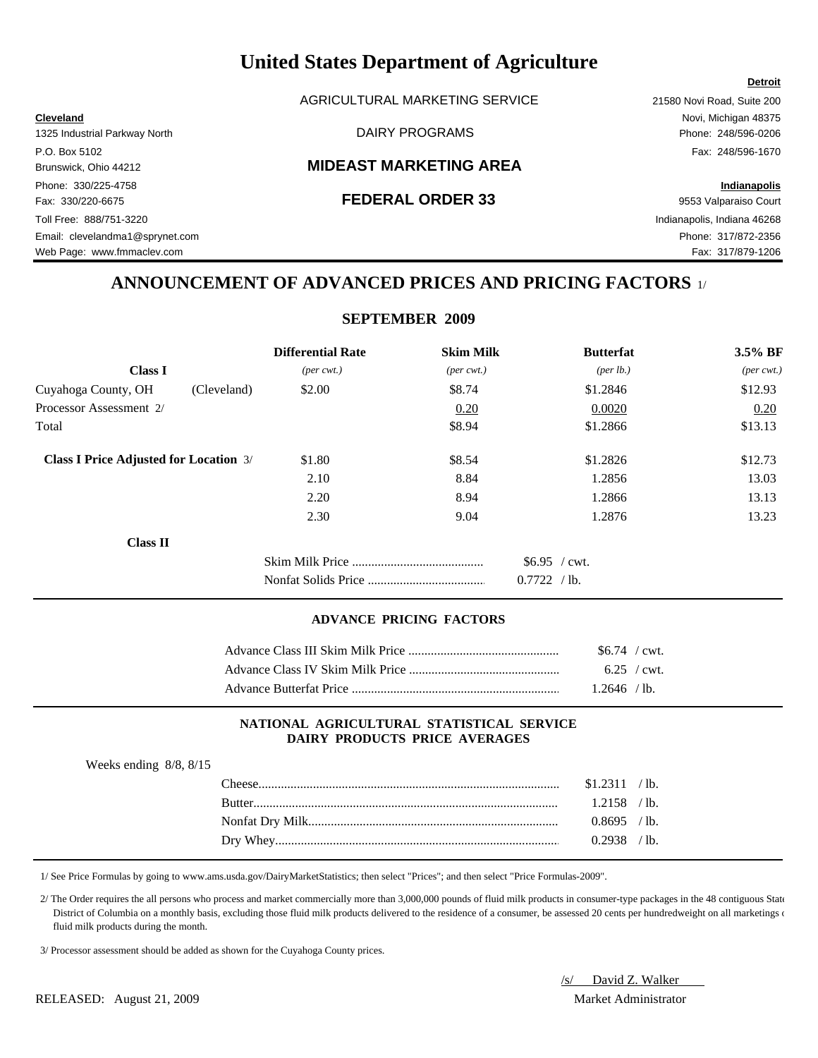# United States Department of Agriculture

AGRICULTURAL MARKETING SERVICE

DAIRY PROGRAMS

## MIDEAST MARKETING AREA

## FEDERAL ORDER 33

**Cleveland**
1325 Industrial Parkway North
P.O. Box 5102
Brunswick, Ohio 44212
Phone: 330/225-4758
Fax: 330/220-6675
Toll Free: 888/751-3220
Email: clevelandma1@sprynet.com
Web Page: www.fmmaclev.com

**Detroit**
21580 Novi Road, Suite 200
Novi, Michigan 48375
Phone: 248/596-0206
Fax: 248/596-1670

**Indianapolis**
9553 Valparaiso Court
Indianapolis, Indiana 46268
Phone: 317/872-2356
Fax: 317/879-1206

## ANNOUNCEMENT OF ADVANCED PRICES AND PRICING FACTORS 1/

### SEPTEMBER 2009

| Class I | | Differential Rate *(per cwt.)* | Skim Milk *(per cwt.)* | Butterfat *(per lb.)* | 3.5% BF *(per cwt.)* |
|---|---|---|---|---|---|
| Cuyahoga County, OH | (Cleveland) | $2.00 | $8.74 | $1.2846 | $12.93 |
| Processor Assessment 2/ | | | 0.20 | 0.0020 | 0.20 |
| Total | | | $8.94 | $1.2866 | $13.13 |
| **Class I Price Adjusted for Location** 3/ | | $1.80 | $8.54 | $1.2826 | $12.73 |
| | | 2.10 | 8.84 | 1.2856 | 13.03 |
| | | 2.20 | 8.94 | 1.2866 | 13.13 |
| | | 2.30 | 9.04 | 1.2876 | 13.23 |

**Class II**

| | |
|---|---|
| Skim Milk Price | $6.95 / cwt. |
| Nonfat Solids Price | 0.7722 / lb. |

#### ADVANCE PRICING FACTORS

| | |
|---|---|
| Advance Class III Skim Milk Price | $6.74 / cwt. |
| Advance Class IV Skim Milk Price | 6.25 / cwt. |
| Advance Butterfat Price | 1.2646 / lb. |

#### NATIONAL AGRICULTURAL STATISTICAL SERVICE DAIRY PRODUCTS PRICE AVERAGES

Weeks ending 8/8, 8/15

| | |
|---|---|
| Cheese | $1.2311 / lb. |
| Butter | 1.2158 / lb. |
| Nonfat Dry Milk | 0.8695 / lb. |
| Dry Whey | 0.2938 / lb. |

1/ See Price Formulas by going to www.ams.usda.gov/DairyMarketStatistics; then select "Prices"; and then select "Price Formulas-2009".

2/ The Order requires the all persons who process and market commercially more than 3,000,000 pounds of fluid milk products in consumer-type packages in the 48 contiguous State District of Columbia on a monthly basis, excluding those fluid milk products delivered to the residence of a consumer, be assessed 20 cents per hundredweight on all marketings of fluid milk products during the month.

3/ Processor assessment should be added as shown for the Cuyahoga County prices.

/s/ David Z. Walker
Market Administrator

RELEASED: August 21, 2009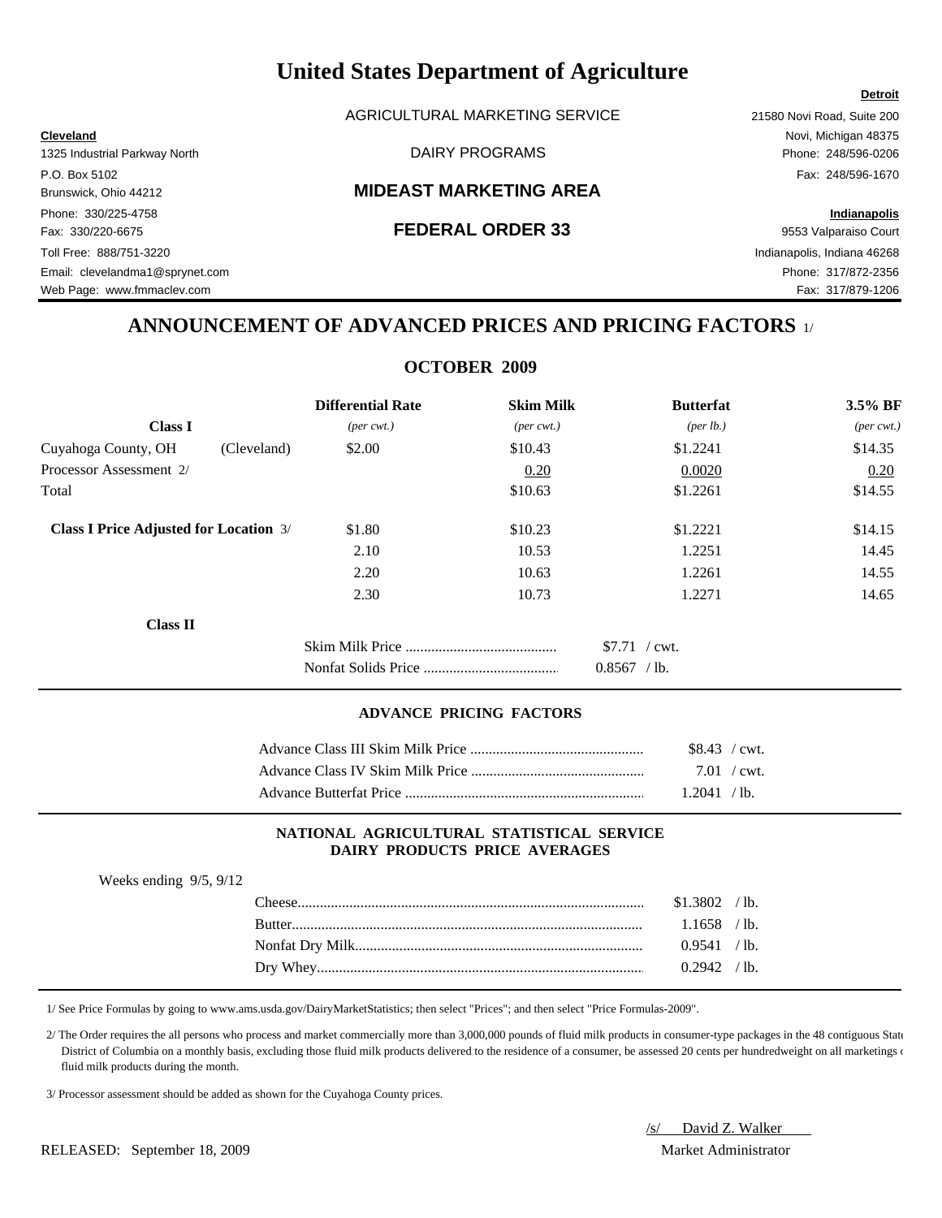# United States Department of Agriculture

AGRICULTURAL MARKETING SERVICE

DAIRY PROGRAMS

## MIDEAST MARKETING AREA

## FEDERAL ORDER 33

**Cleveland**
1325 Industrial Parkway North
P.O. Box 5102
Brunswick, Ohio 44212
Phone: 330/225-4758
Fax: 330/220-6675
Toll Free: 888/751-3220
Email: clevelandma1@sprynet.com
Web Page: www.fmmaclev.com

**Detroit**
21580 Novi Road, Suite 200
Novi, Michigan 48375
Phone: 248/596-0206
Fax: 248/596-1670

**Indianapolis**
9553 Valparaiso Court
Indianapolis, Indiana 46268
Phone: 317/872-2356
Fax: 317/879-1206

## ANNOUNCEMENT OF ADVANCED PRICES AND PRICING FACTORS 1/

### OCTOBER 2009

| **Class I** | | **Differential Rate** *(per cwt.)* | **Skim Milk** *(per cwt.)* | **Butterfat** *(per lb.)* | **3.5% BF** *(per cwt.)* |
|---|---|---|---|---|---|
| Cuyahoga County, OH | (Cleveland) | $2.00 | $10.43 | $1.2241 | $14.35 |
| Processor Assessment 2/ | | | 0.20 | 0.0020 | 0.20 |
| Total | | | $10.63 | $1.2261 | $14.55 |
| **Class I Price Adjusted for Location** 3/ | | $1.80 | $10.23 | $1.2221 | $14.15 |
| | | 2.10 | 10.53 | 1.2251 | 14.45 |
| | | 2.20 | 10.63 | 1.2261 | 14.55 |
| | | 2.30 | 10.73 | 1.2271 | 14.65 |

**Class II**

| | |
|---|---|
| Skim Milk Price | $7.71 / cwt. |
| Nonfat Solids Price | 0.8567 / lb. |

#### ADVANCE PRICING FACTORS

| | |
|---|---|
| Advance Class III Skim Milk Price | $8.43 / cwt. |
| Advance Class IV Skim Milk Price | 7.01 / cwt. |
| Advance Butterfat Price | 1.2041 / lb. |

#### NATIONAL AGRICULTURAL STATISTICAL SERVICE DAIRY PRODUCTS PRICE AVERAGES

Weeks ending 9/5, 9/12

| | |
|---|---|
| Cheese | $1.3802 / lb. |
| Butter | 1.1658 / lb. |
| Nonfat Dry Milk | 0.9541 / lb. |
| Dry Whey | 0.2942 / lb. |

1/ See Price Formulas by going to www.ams.usda.gov/DairyMarketStatistics; then select "Prices"; and then select "Price Formulas-2009".

2/ The Order requires the all persons who process and market commercially more than 3,000,000 pounds of fluid milk products in consumer-type packages in the 48 contiguous State District of Columbia on a monthly basis, excluding those fluid milk products delivered to the residence of a consumer, be assessed 20 cents per hundredweight on all marketings of fluid milk products during the month.

3/ Processor assessment should be added as shown for the Cuyahoga County prices.

/s/ David Z. Walker
Market Administrator

RELEASED: September 18, 2009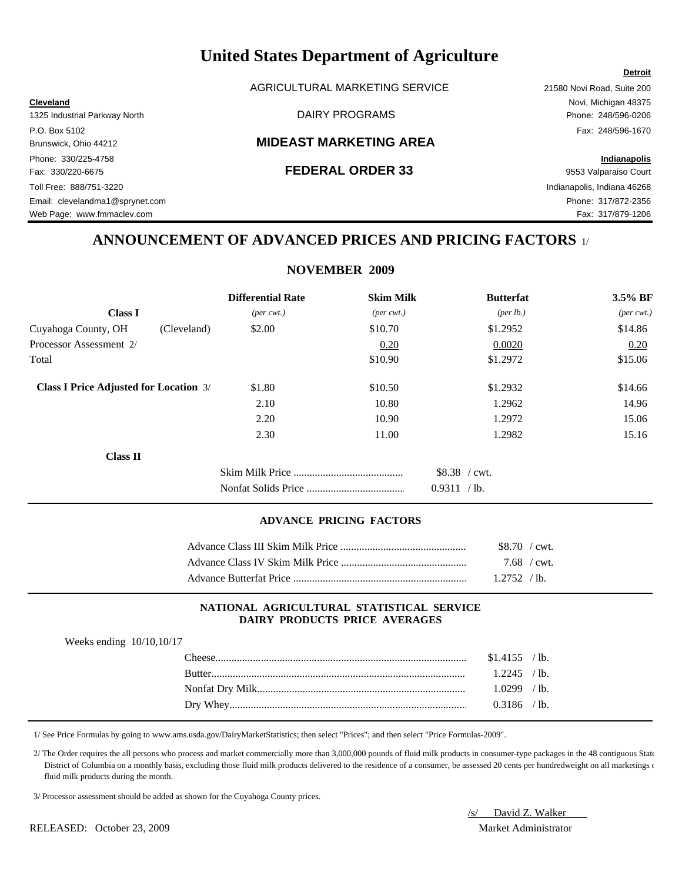# United States Department of Agriculture

AGRICULTURAL MARKETING SERVICE

DAIRY PROGRAMS

## MIDEAST MARKETING AREA

## FEDERAL ORDER 33

**Cleveland**
1325 Industrial Parkway North
P.O. Box 5102
Brunswick, Ohio 44212
Phone: 330/225-4758
Fax: 330/220-6675
Toll Free: 888/751-3220
Email: clevelandma1@sprynet.com
Web Page: www.fmmaclev.com

**Detroit**
21580 Novi Road, Suite 200
Novi, Michigan 48375
Phone: 248/596-0206
Fax: 248/596-1670

**Indianapolis**
9553 Valparaiso Court
Indianapolis, Indiana 46268
Phone: 317/872-2356
Fax: 317/879-1206

## ANNOUNCEMENT OF ADVANCED PRICES AND PRICING FACTORS 1/

### NOVEMBER 2009

| **Class I** | | **Differential Rate** *(per cwt.)* | **Skim Milk** *(per cwt.)* | **Butterfat** *(per lb.)* | **3.5% BF** *(per cwt.)* |
|---|---|---|---|---|---|
| Cuyahoga County, OH | (Cleveland) | $2.00 | $10.70 | $1.2952 | $14.86 |
| Processor Assessment 2/ | | | 0.20 | 0.0020 | 0.20 |
| Total | | | $10.90 | $1.2972 | $15.06 |
| **Class I Price Adjusted for Location** 3/ | | $1.80 | $10.50 | $1.2932 | $14.66 |
| | | 2.10 | 10.80 | 1.2962 | 14.96 |
| | | 2.20 | 10.90 | 1.2972 | 15.06 |
| | | 2.30 | 11.00 | 1.2982 | 15.16 |

**Class II**

| | |
|---|---|
| Skim Milk Price | $8.38 / cwt. |
| Nonfat Solids Price | 0.9311 / lb. |

#### ADVANCE PRICING FACTORS

| | |
|---|---|
| Advance Class III Skim Milk Price | $8.70 / cwt. |
| Advance Class IV Skim Milk Price | 7.68 / cwt. |
| Advance Butterfat Price | 1.2752 / lb. |

#### NATIONAL AGRICULTURAL STATISTICAL SERVICE DAIRY PRODUCTS PRICE AVERAGES

Weeks ending 10/10,10/17

| | |
|---|---|
| Cheese | $1.4155 / lb. |
| Butter | 1.2245 / lb. |
| Nonfat Dry Milk | 1.0299 / lb. |
| Dry Whey | 0.3186 / lb. |

1/ See Price Formulas by going to www.ams.usda.gov/DairyMarketStatistics; then select "Prices"; and then select "Price Formulas-2009".

2/ The Order requires the all persons who process and market commercially more than 3,000,000 pounds of fluid milk products in consumer-type packages in the 48 contiguous State District of Columbia on a monthly basis, excluding those fluid milk products delivered to the residence of a consumer, be assessed 20 cents per hundredweight on all marketings of fluid milk products during the month.

3/ Processor assessment should be added as shown for the Cuyahoga County prices.

/s/ David Z. Walker
Market Administrator

RELEASED: October 23, 2009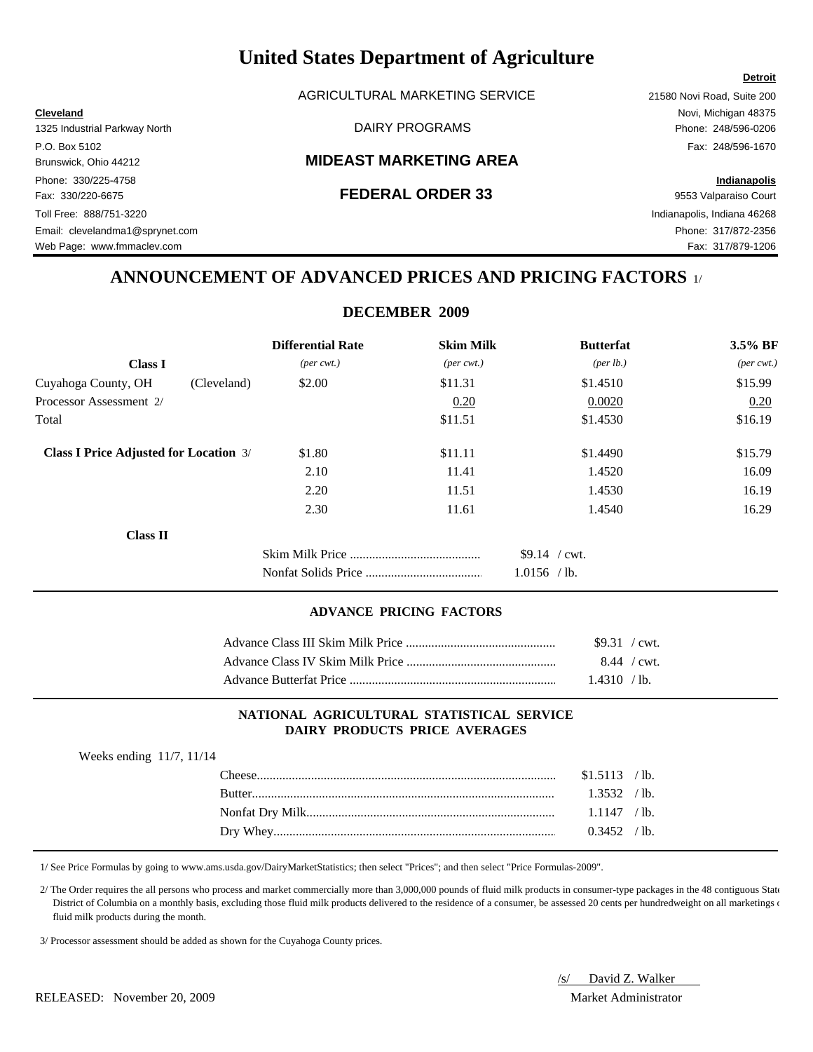# United States Department of Agriculture

AGRICULTURAL MARKETING SERVICE

DAIRY PROGRAMS

## MIDEAST MARKETING AREA

## FEDERAL ORDER 33

**Cleveland**
1325 Industrial Parkway North
P.O. Box 5102
Brunswick, Ohio 44212
Phone: 330/225-4758
Fax: 330/220-6675
Toll Free: 888/751-3220
Email: clevelandma1@sprynet.com
Web Page: www.fmmaclev.com

**Detroit**
21580 Novi Road, Suite 200
Novi, Michigan 48375
Phone: 248/596-0206
Fax: 248/596-1670

**Indianapolis**
9553 Valparaiso Court
Indianapolis, Indiana 46268
Phone: 317/872-2356
Fax: 317/879-1206

## ANNOUNCEMENT OF ADVANCED PRICES AND PRICING FACTORS [1/]

### DECEMBER 2009

| **Class I** | | **Differential Rate** *(per cwt.)* | **Skim Milk** *(per cwt.)* | **Butterfat** *(per lb.)* | **3.5% BF** *(per cwt.)* |
|---|---|---|---|---|---|
| Cuyahoga County, OH | (Cleveland) | $2.00 | $11.31 | $1.4510 | $15.99 |
| Processor Assessment 2/ | | | 0.20 | 0.0020 | 0.20 |
| Total | | | $11.51 | $1.4530 | $16.19 |
| **Class I Price Adjusted for Location** 3/ | | $1.80 | $11.11 | $1.4490 | $15.79 |
| | | 2.10 | 11.41 | 1.4520 | 16.09 |
| | | 2.20 | 11.51 | 1.4530 | 16.19 |
| | | 2.30 | 11.61 | 1.4540 | 16.29 |

**Class II**

| | |
|---|---|
| Skim Milk Price | $9.14 / cwt. |
| Nonfat Solids Price | 1.0156 / lb. |

#### ADVANCE PRICING FACTORS

| | |
|---|---|
| Advance Class III Skim Milk Price | $9.31 / cwt. |
| Advance Class IV Skim Milk Price | 8.44 / cwt. |
| Advance Butterfat Price | 1.4310 / lb. |

#### NATIONAL AGRICULTURAL STATISTICAL SERVICE DAIRY PRODUCTS PRICE AVERAGES

Weeks ending 11/7, 11/14

| | |
|---|---|
| Cheese | $1.5113 / lb. |
| Butter | 1.3532 / lb. |
| Nonfat Dry Milk | 1.1147 / lb. |
| Dry Whey | 0.3452 / lb. |

1/ See Price Formulas by going to www.ams.usda.gov/DairyMarketStatistics; then select "Prices"; and then select "Price Formulas-2009".

2/ The Order requires the all persons who process and market commercially more than 3,000,000 pounds of fluid milk products in consumer-type packages in the 48 contiguous State District of Columbia on a monthly basis, excluding those fluid milk products delivered to the residence of a consumer, be assessed 20 cents per hundredweight on all marketings of fluid milk products during the month.

3/ Processor assessment should be added as shown for the Cuyahoga County prices.

RELEASED: November 20, 2009

/s/ David Z. Walker
Market Administrator